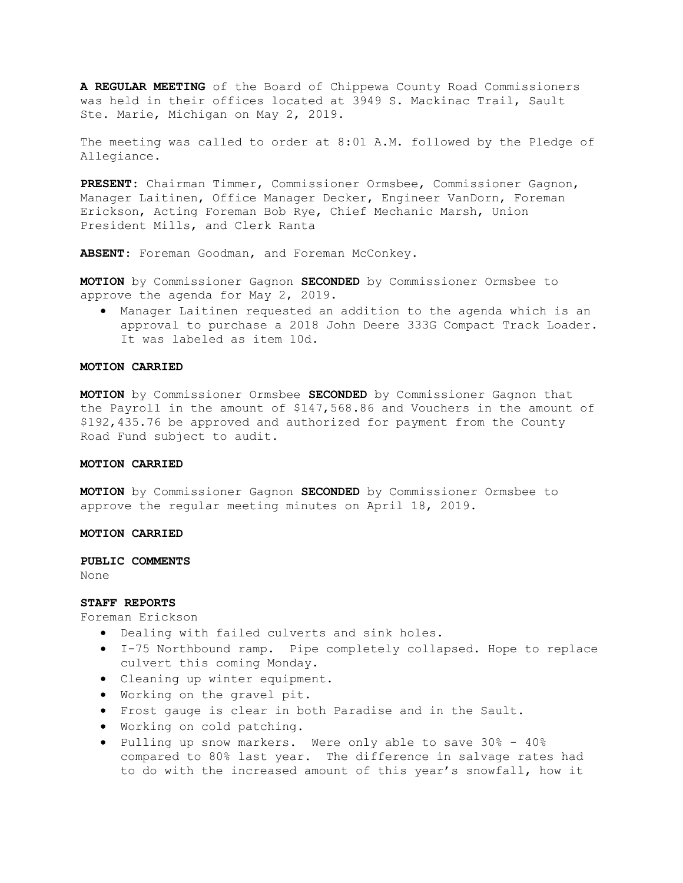**A REGULAR MEETING** of the Board of Chippewa County Road Commissioners was held in their offices located at 3949 S. Mackinac Trail, Sault Ste. Marie, Michigan on May 2, 2019.

The meeting was called to order at 8:01 A.M. followed by the Pledge of Allegiance.

**PRESENT**: Chairman Timmer, Commissioner Ormsbee, Commissioner Gagnon, Manager Laitinen, Office Manager Decker, Engineer VanDorn, Foreman Erickson, Acting Foreman Bob Rye, Chief Mechanic Marsh, Union President Mills, and Clerk Ranta

**ABSENT**: Foreman Goodman, and Foreman McConkey.

**MOTION** by Commissioner Gagnon **SECONDED** by Commissioner Ormsbee to approve the agenda for May 2, 2019.

- Manager Laitinen requested an addition to the agenda which is an approval to purchase a 2018 John Deere 333G Compact Track Loader. It was labeled as item 10d.

**MOTION CARRIED**

**MOTION** by Commissioner Ormsbee **SECONDED** by Commissioner Gagnon that the Payroll in the amount of $147,568.86 and Vouchers in the amount of $192,435.76 be approved and authorized for payment from the County Road Fund subject to audit.

**MOTION CARRIED**

**MOTION** by Commissioner Gagnon **SECONDED** by Commissioner Ormsbee to approve the regular meeting minutes on April 18, 2019.

**MOTION CARRIED**

**PUBLIC COMMENTS**
None

**STAFF REPORTS**
Foreman Erickson

- Dealing with failed culverts and sink holes.
- I-75 Northbound ramp. Pipe completely collapsed. Hope to replace culvert this coming Monday.
- Cleaning up winter equipment.
- Working on the gravel pit.
- Frost gauge is clear in both Paradise and in the Sault.
- Working on cold patching.
- Pulling up snow markers. Were only able to save 30% - 40% compared to 80% last year. The difference in salvage rates had to do with the increased amount of this year's snowfall, how it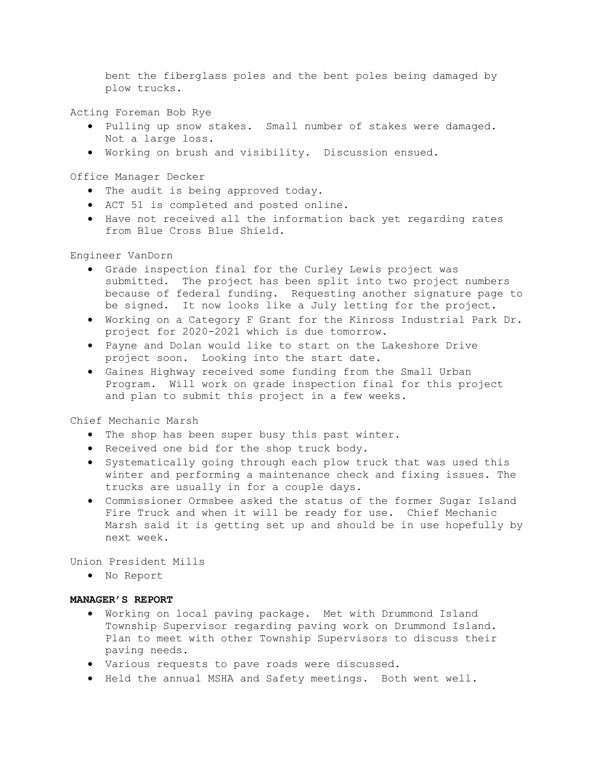bent the fiberglass poles and the bent poles being damaged by plow trucks.

Acting Foreman Bob Rye

- Pulling up snow stakes. Small number of stakes were damaged. Not a large loss.
- Working on brush and visibility. Discussion ensued.

Office Manager Decker

- The audit is being approved today.
- ACT 51 is completed and posted online.
- Have not received all the information back yet regarding rates from Blue Cross Blue Shield.

Engineer VanDorn

- Grade inspection final for the Curley Lewis project was submitted. The project has been split into two project numbers because of federal funding. Requesting another signature page to be signed. It now looks like a July letting for the project.
- Working on a Category F Grant for the Kinross Industrial Park Dr. project for 2020-2021 which is due tomorrow.
- Payne and Dolan would like to start on the Lakeshore Drive project soon. Looking into the start date.
- Gaines Highway received some funding from the Small Urban Program. Will work on grade inspection final for this project and plan to submit this project in a few weeks.

Chief Mechanic Marsh

- The shop has been super busy this past winter.
- Received one bid for the shop truck body.
- Systematically going through each plow truck that was used this winter and performing a maintenance check and fixing issues. The trucks are usually in for a couple days.
- Commissioner Ormsbee asked the status of the former Sugar Island Fire Truck and when it will be ready for use. Chief Mechanic Marsh said it is getting set up and should be in use hopefully by next week.

Union President Mills

- No Report

**MANAGER'S REPORT**

- Working on local paving package. Met with Drummond Island Township Supervisor regarding paving work on Drummond Island. Plan to meet with other Township Supervisors to discuss their paving needs.
- Various requests to pave roads were discussed.
- Held the annual MSHA and Safety meetings. Both went well.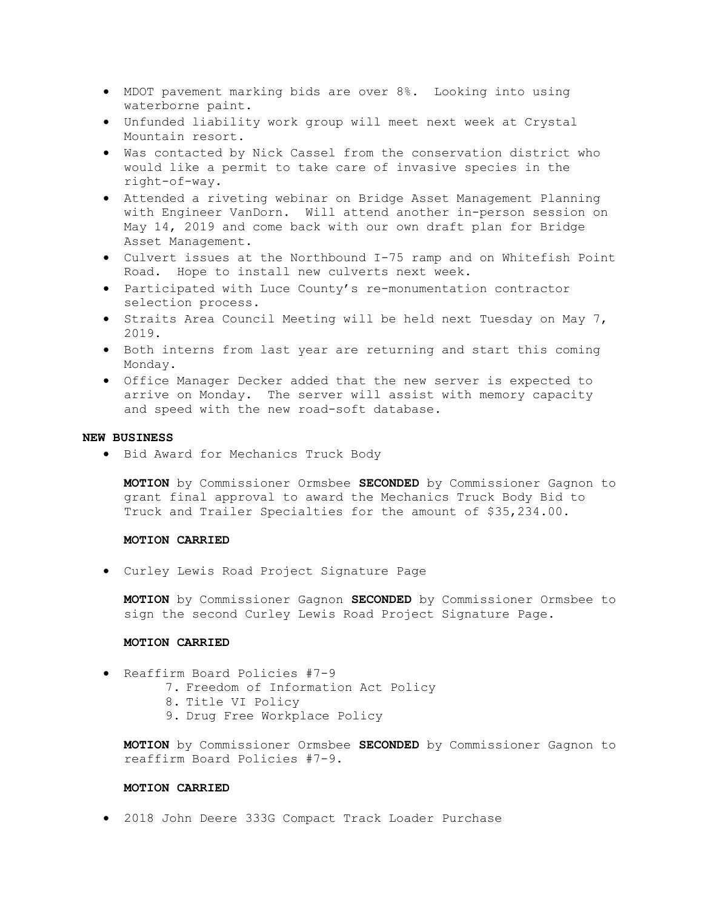- MDOT pavement marking bids are over 8%. Looking into using waterborne paint.
- Unfunded liability work group will meet next week at Crystal Mountain resort.
- Was contacted by Nick Cassel from the conservation district who would like a permit to take care of invasive species in the right-of-way.
- Attended a riveting webinar on Bridge Asset Management Planning with Engineer VanDorn. Will attend another in-person session on May 14, 2019 and come back with our own draft plan for Bridge Asset Management.
- Culvert issues at the Northbound I-75 ramp and on Whitefish Point Road. Hope to install new culverts next week.
- Participated with Luce County's re-monumentation contractor selection process.
- Straits Area Council Meeting will be held next Tuesday on May 7, 2019.
- Both interns from last year are returning and start this coming Monday.
- Office Manager Decker added that the new server is expected to arrive on Monday. The server will assist with memory capacity and speed with the new road-soft database.

**NEW BUSINESS**

- Bid Award for Mechanics Truck Body

  **MOTION** by Commissioner Ormsbee **SECONDED** by Commissioner Gagnon to grant final approval to award the Mechanics Truck Body Bid to Truck and Trailer Specialties for the amount of $35,234.00.

  **MOTION CARRIED**

- Curley Lewis Road Project Signature Page

  **MOTION** by Commissioner Gagnon **SECONDED** by Commissioner Ormsbee to sign the second Curley Lewis Road Project Signature Page.

  **MOTION CARRIED**

- Reaffirm Board Policies #7-9
  7. Freedom of Information Act Policy
  8. Title VI Policy
  9. Drug Free Workplace Policy

  **MOTION** by Commissioner Ormsbee **SECONDED** by Commissioner Gagnon to reaffirm Board Policies #7-9.

  **MOTION CARRIED**

- 2018 John Deere 333G Compact Track Loader Purchase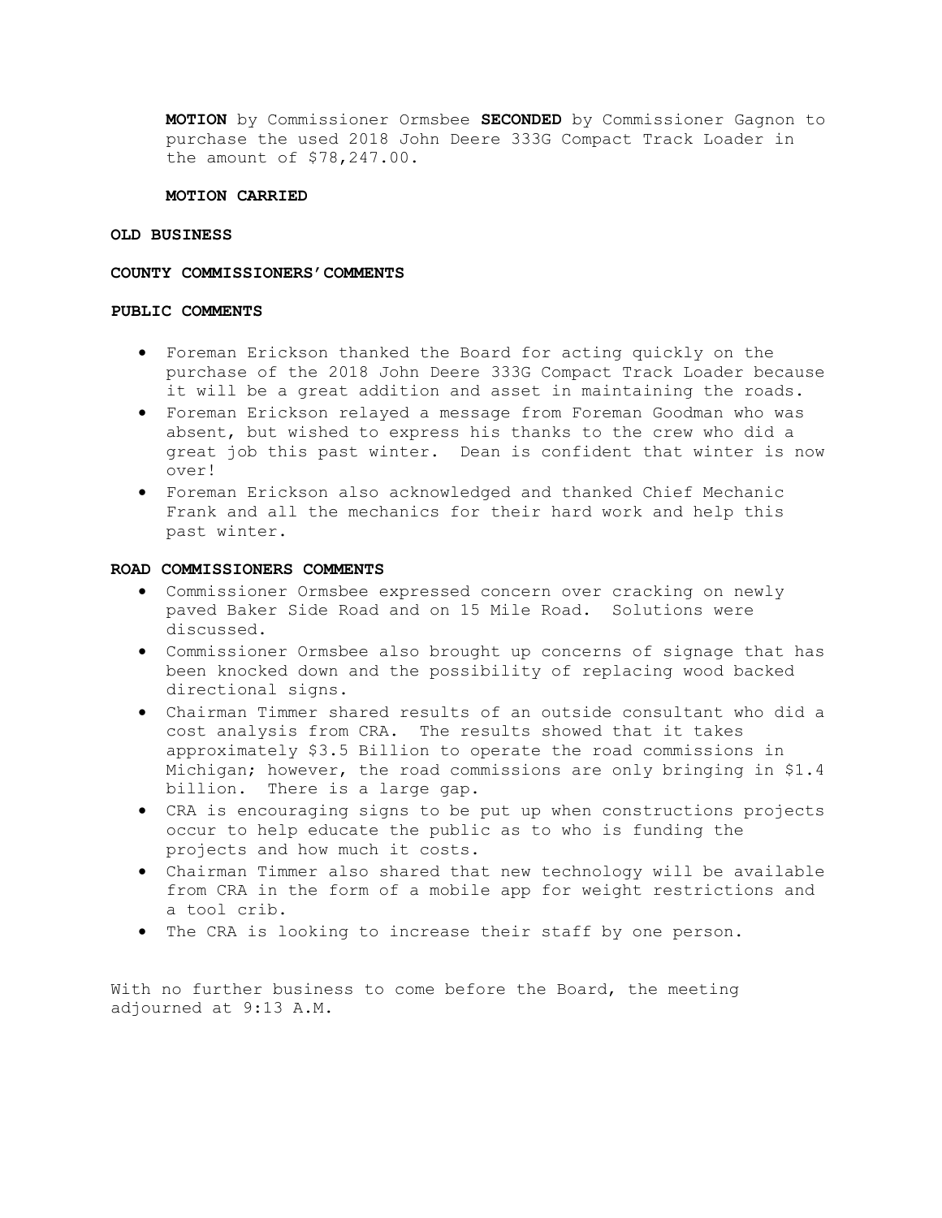**MOTION** by Commissioner Ormsbee **SECONDED** by Commissioner Gagnon to purchase the used 2018 John Deere 333G Compact Track Loader in the amount of $78,247.00.

**MOTION CARRIED**

**OLD BUSINESS**

**COUNTY COMMISSIONERS'COMMENTS**

**PUBLIC COMMENTS**

- Foreman Erickson thanked the Board for acting quickly on the purchase of the 2018 John Deere 333G Compact Track Loader because it will be a great addition and asset in maintaining the roads.
- Foreman Erickson relayed a message from Foreman Goodman who was absent, but wished to express his thanks to the crew who did a great job this past winter. Dean is confident that winter is now over!
- Foreman Erickson also acknowledged and thanked Chief Mechanic Frank and all the mechanics for their hard work and help this past winter.

**ROAD COMMISSIONERS COMMENTS**

- Commissioner Ormsbee expressed concern over cracking on newly paved Baker Side Road and on 15 Mile Road. Solutions were discussed.
- Commissioner Ormsbee also brought up concerns of signage that has been knocked down and the possibility of replacing wood backed directional signs.
- Chairman Timmer shared results of an outside consultant who did a cost analysis from CRA. The results showed that it takes approximately $3.5 Billion to operate the road commissions in Michigan; however, the road commissions are only bringing in $1.4 billion. There is a large gap.
- CRA is encouraging signs to be put up when constructions projects occur to help educate the public as to who is funding the projects and how much it costs.
- Chairman Timmer also shared that new technology will be available from CRA in the form of a mobile app for weight restrictions and a tool crib.
- The CRA is looking to increase their staff by one person.

With no further business to come before the Board, the meeting adjourned at 9:13 A.M.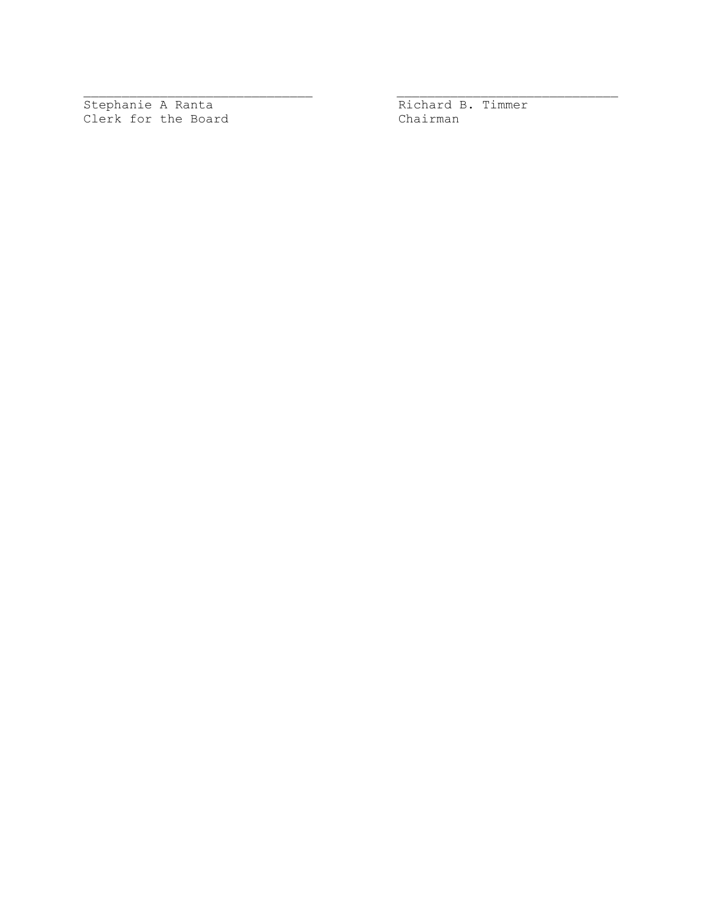\_\_\_\_\_\_\_\_\_\_\_\_\_\_\_\_\_\_\_\_\_\_\_\_\_\_\_\_\_\_
Stephanie A Ranta
Clerk for the Board

\_\_\_\_\_\_\_\_\_\_\_\_\_\_\_\_\_\_\_\_\_\_\_\_\_\_\_\_\_\_
Richard B. Timmer
Chairman